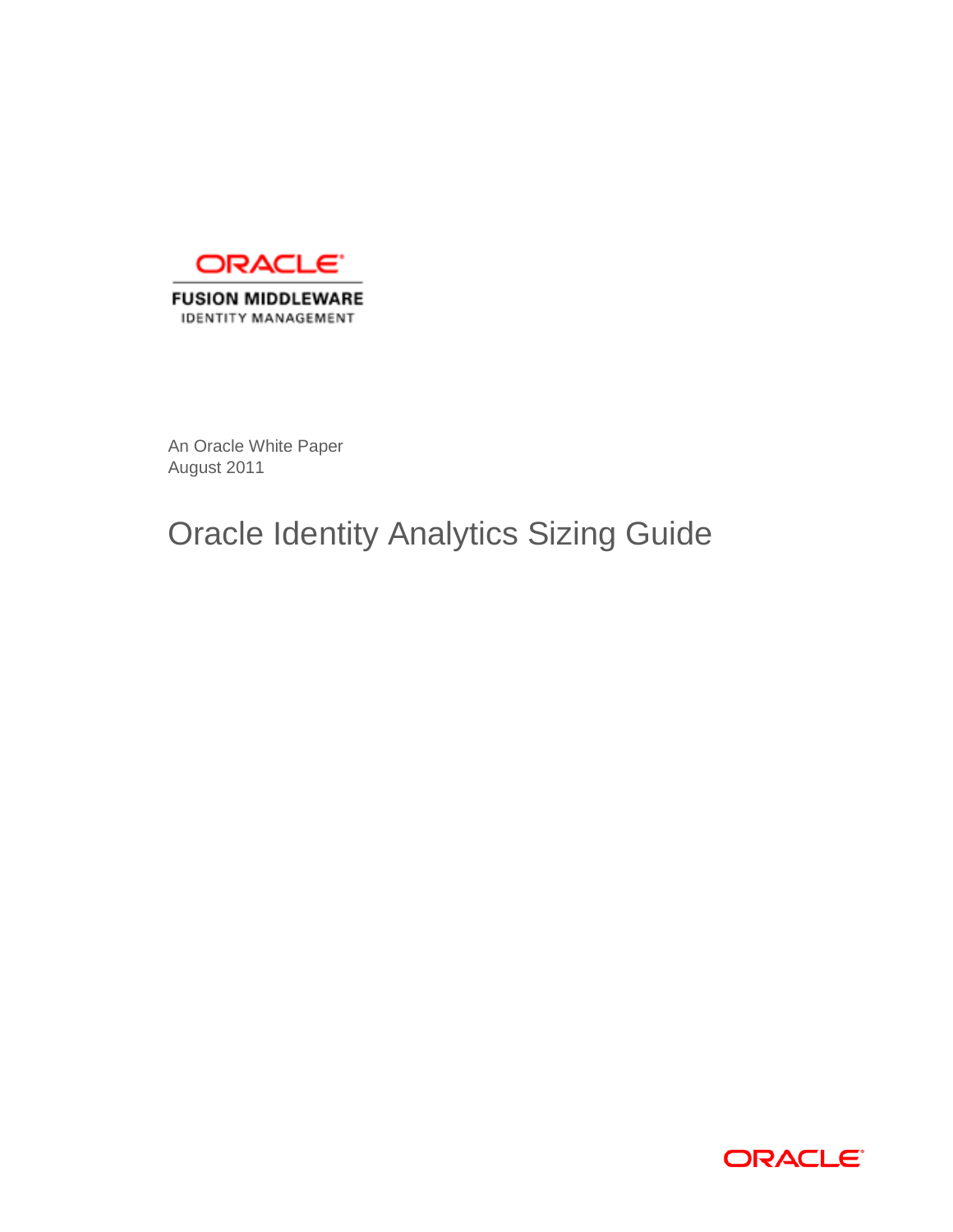ORACLE

FUSION MIDDLEWARE

IDENTITY MANAGEMENT

An Oracle White Paper
August 2011

# Oracle Identity Analytics Sizing Guide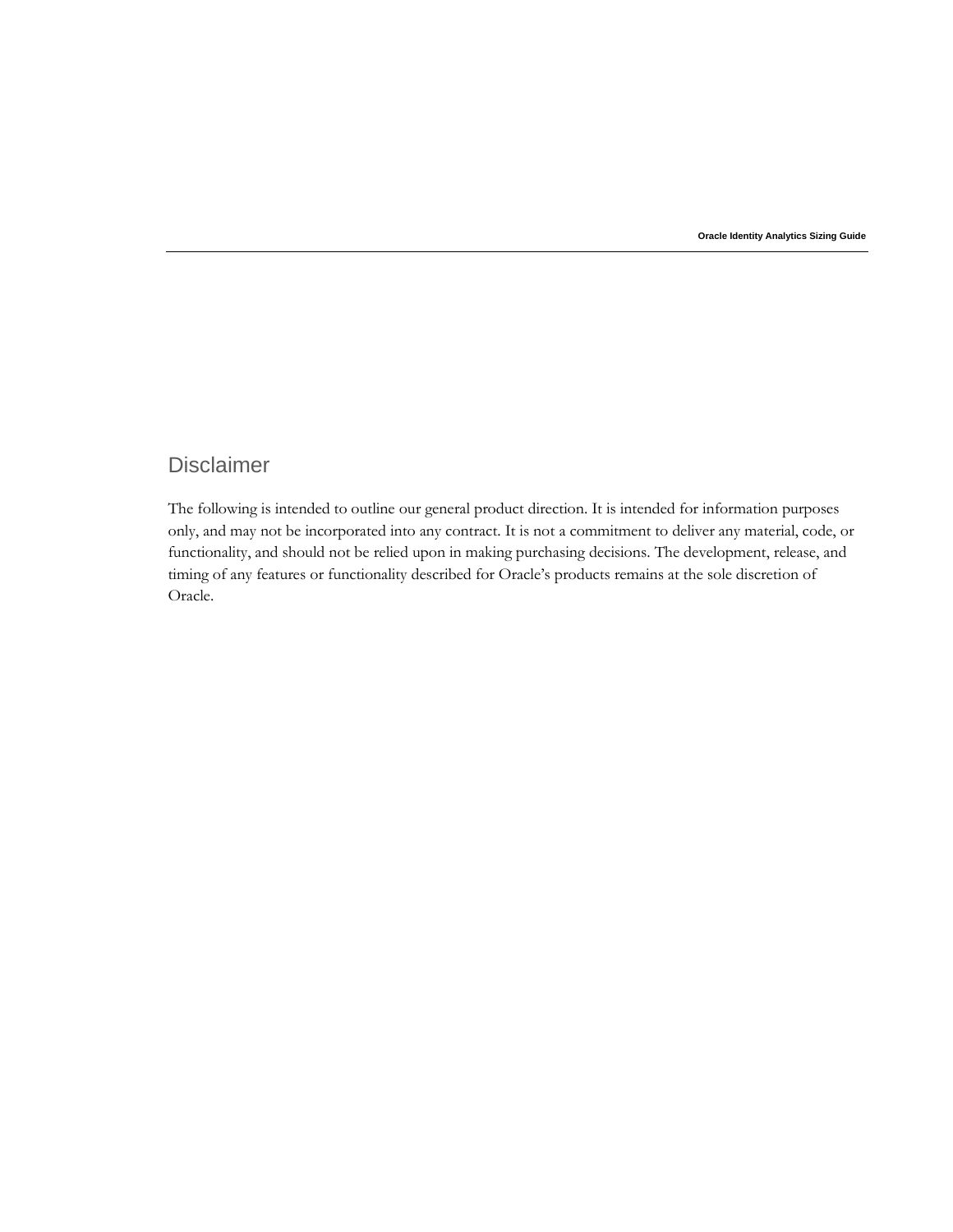## Disclaimer

The following is intended to outline our general product direction. It is intended for information purposes only, and may not be incorporated into any contract. It is not a commitment to deliver any material, code, or functionality, and should not be relied upon in making purchasing decisions. The development, release, and timing of any features or functionality described for Oracle's products remains at the sole discretion of Oracle.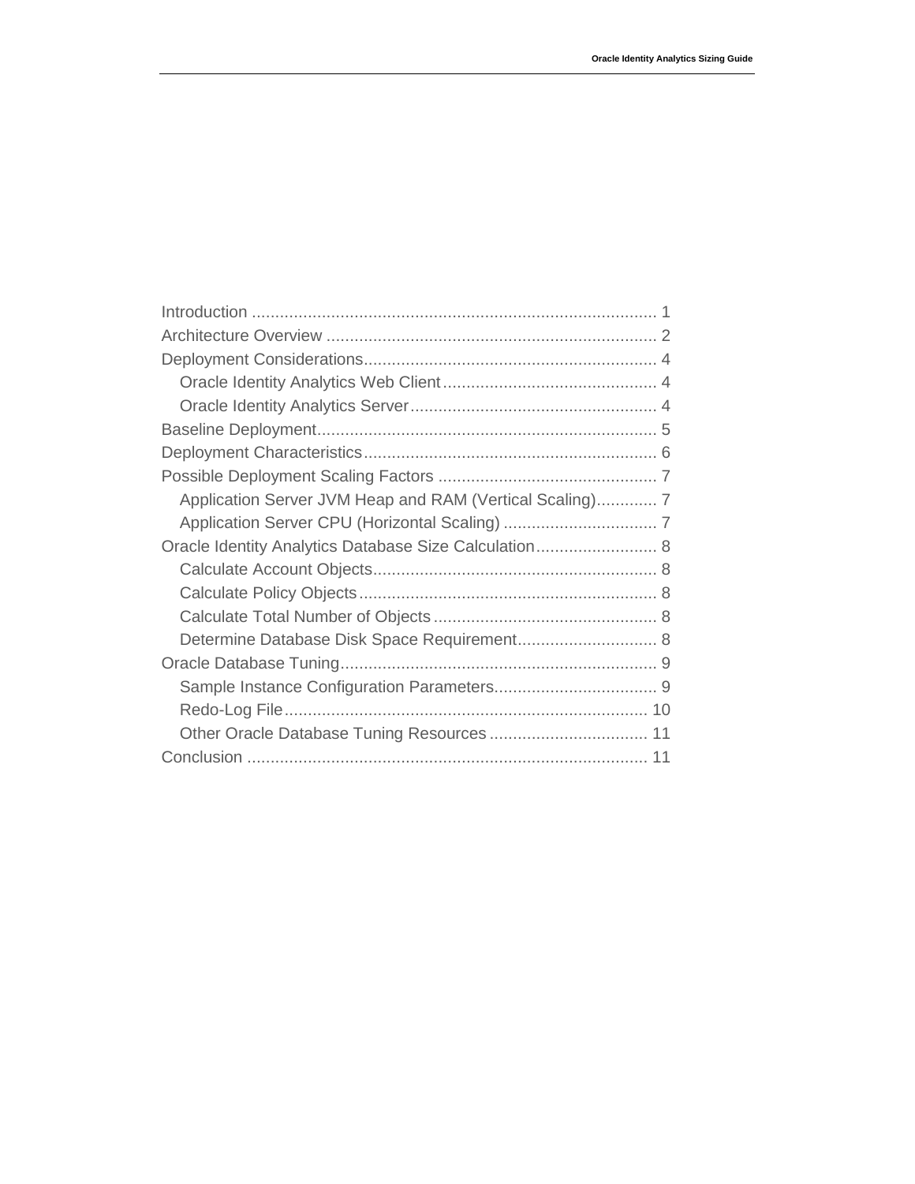Introduction ........................................................................................ 1
Architecture Overview ........................................................................ 2
Deployment Considerations................................................................. 4
  Oracle Identity Analytics Web Client ............................................... 4
  Oracle Identity Analytics Server ...................................................... 4
Baseline Deployment............................................................................ 5
Deployment Characteristics.................................................................. 6
Possible Deployment Scaling Factors .................................................. 7
  Application Server JVM Heap and RAM (Vertical Scaling)............. 7
  Application Server CPU (Horizontal Scaling) .................................. 7
Oracle Identity Analytics Database Size Calculation........................... 8
  Calculate Account Objects.............................................................. 8
  Calculate Policy Objects ................................................................. 8
  Calculate Total Number of Objects ................................................. 8
  Determine Database Disk Space Requirement............................... 8
Oracle Database Tuning....................................................................... 9
  Sample Instance Configuration Parameters.................................... 9
  Redo-Log File.................................................................................. 10
  Other Oracle Database Tuning Resources .................................... 11
Conclusion ........................................................................................... 11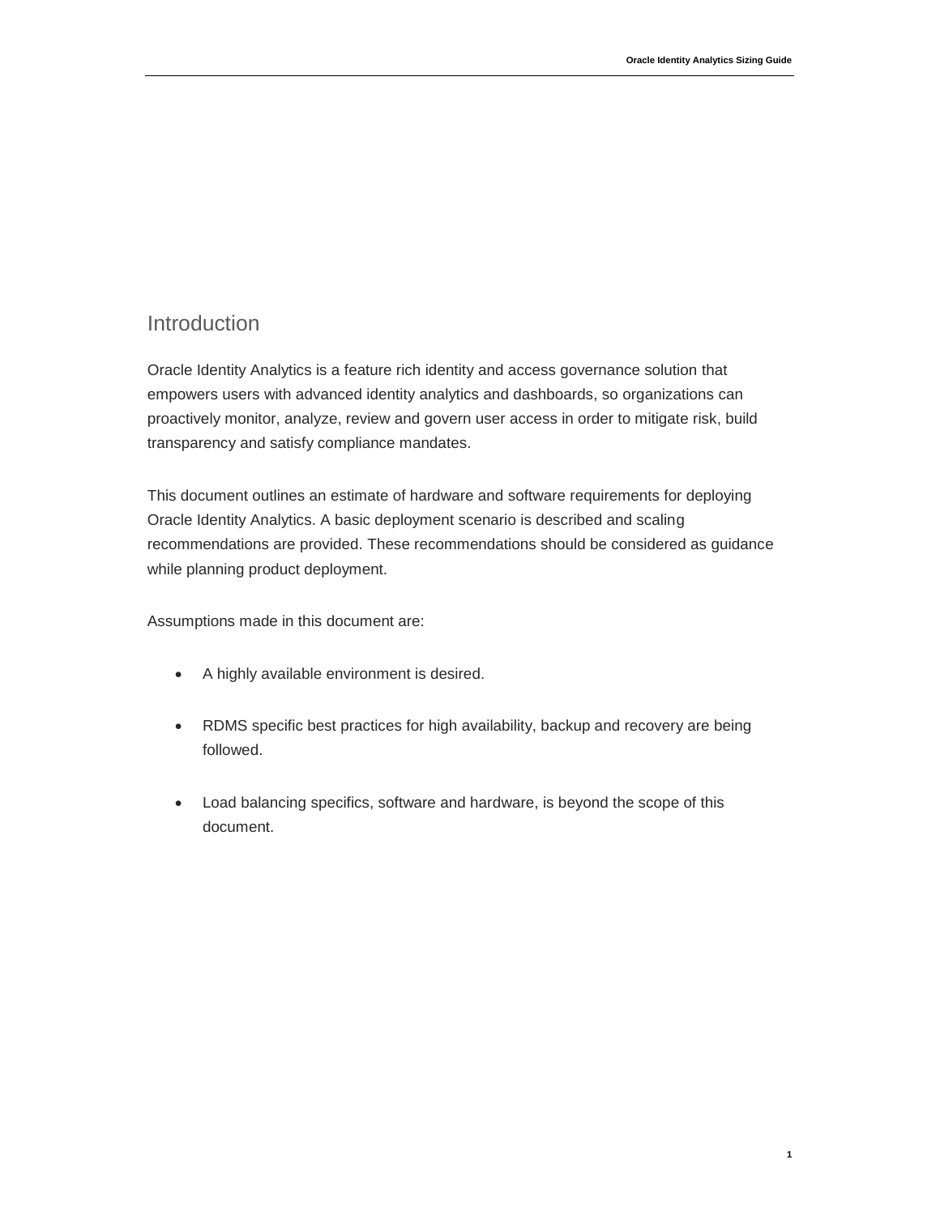## Introduction

Oracle Identity Analytics is a feature rich identity and access governance solution that empowers users with advanced identity analytics and dashboards, so organizations can proactively monitor, analyze, review and govern user access in order to mitigate risk, build transparency and satisfy compliance mandates.

This document outlines an estimate of hardware and software requirements for deploying Oracle Identity Analytics. A basic deployment scenario is described and scaling recommendations are provided. These recommendations should be considered as guidance while planning product deployment.

Assumptions made in this document are:

- A highly available environment is desired.
- RDMS specific best practices for high availability, backup and recovery are being followed.
- Load balancing specifics, software and hardware, is beyond the scope of this document.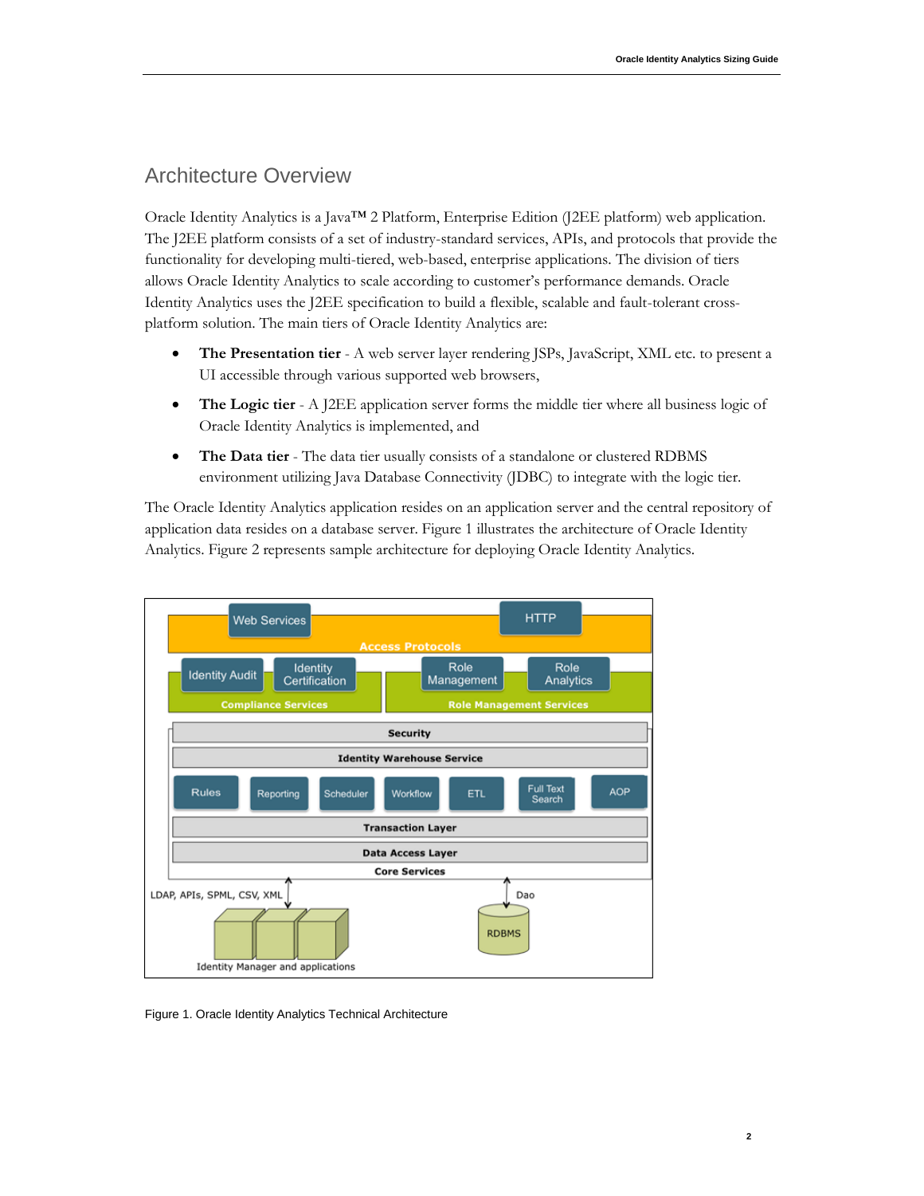## Architecture Overview

Oracle Identity Analytics is a Java™ 2 Platform, Enterprise Edition (J2EE platform) web application. The J2EE platform consists of a set of industry-standard services, APIs, and protocols that provide the functionality for developing multi-tiered, web-based, enterprise applications. The division of tiers allows Oracle Identity Analytics to scale according to customer's performance demands. Oracle Identity Analytics uses the J2EE specification to build a flexible, scalable and fault-tolerant cross-platform solution. The main tiers of Oracle Identity Analytics are:

- **The Presentation tier** - A web server layer rendering JSPs, JavaScript, XML etc. to present a UI accessible through various supported web browsers,
- **The Logic tier** - A J2EE application server forms the middle tier where all business logic of Oracle Identity Analytics is implemented, and
- **The Data tier** - The data tier usually consists of a standalone or clustered RDBMS environment utilizing Java Database Connectivity (JDBC) to integrate with the logic tier.

The Oracle Identity Analytics application resides on an application server and the central repository of application data resides on a database server. Figure 1 illustrates the architecture of Oracle Identity Analytics. Figure 2 represents sample architecture for deploying Oracle Identity Analytics.

Figure 1. Oracle Identity Analytics Technical Architecture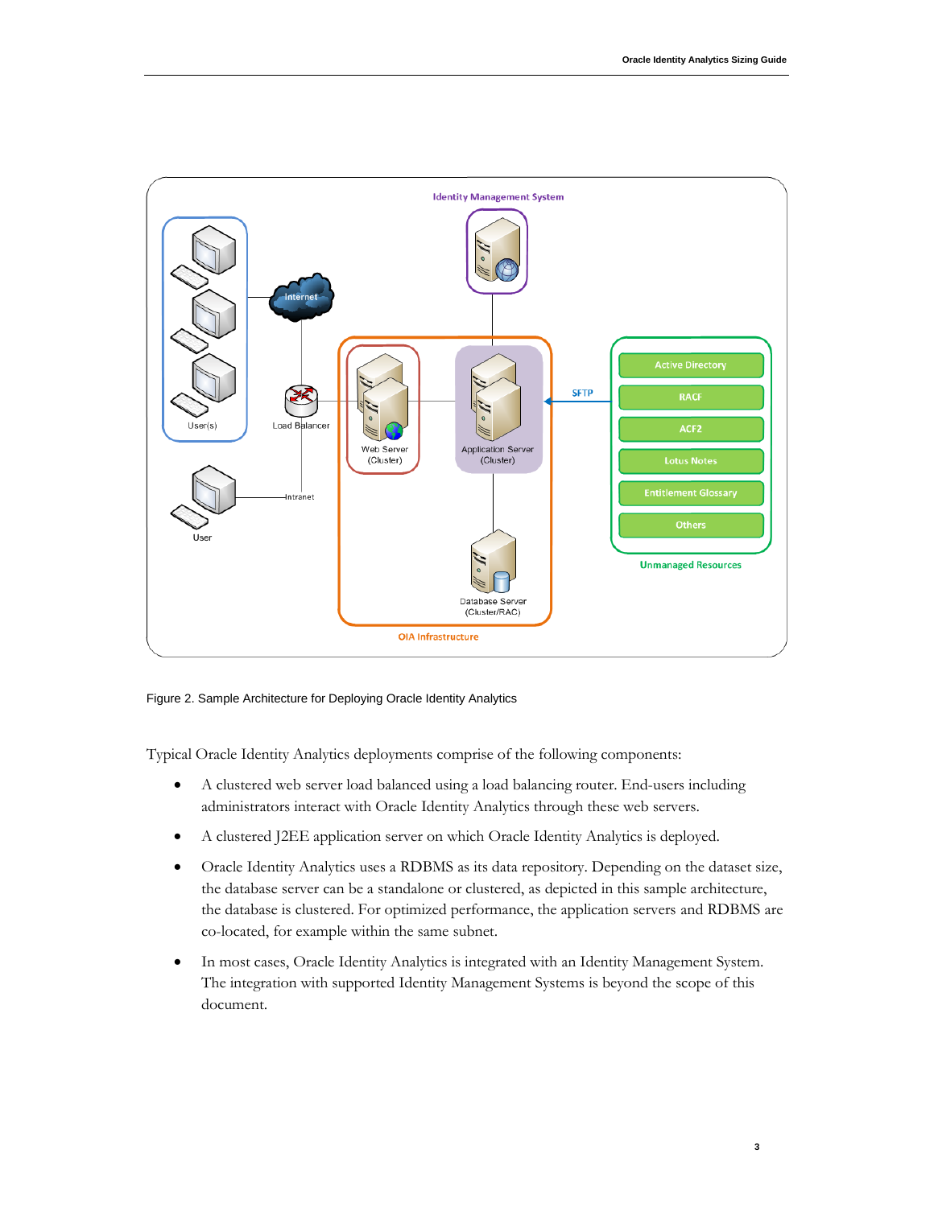Figure 2. Sample Architecture for Deploying Oracle Identity Analytics

Typical Oracle Identity Analytics deployments comprise of the following components:

- A clustered web server load balanced using a load balancing router. End-users including administrators interact with Oracle Identity Analytics through these web servers.
- A clustered J2EE application server on which Oracle Identity Analytics is deployed.
- Oracle Identity Analytics uses a RDBMS as its data repository. Depending on the dataset size, the database server can be a standalone or clustered, as depicted in this sample architecture, the database is clustered. For optimized performance, the application servers and RDBMS are co-located, for example within the same subnet.
- In most cases, Oracle Identity Analytics is integrated with an Identity Management System. The integration with supported Identity Management Systems is beyond the scope of this document.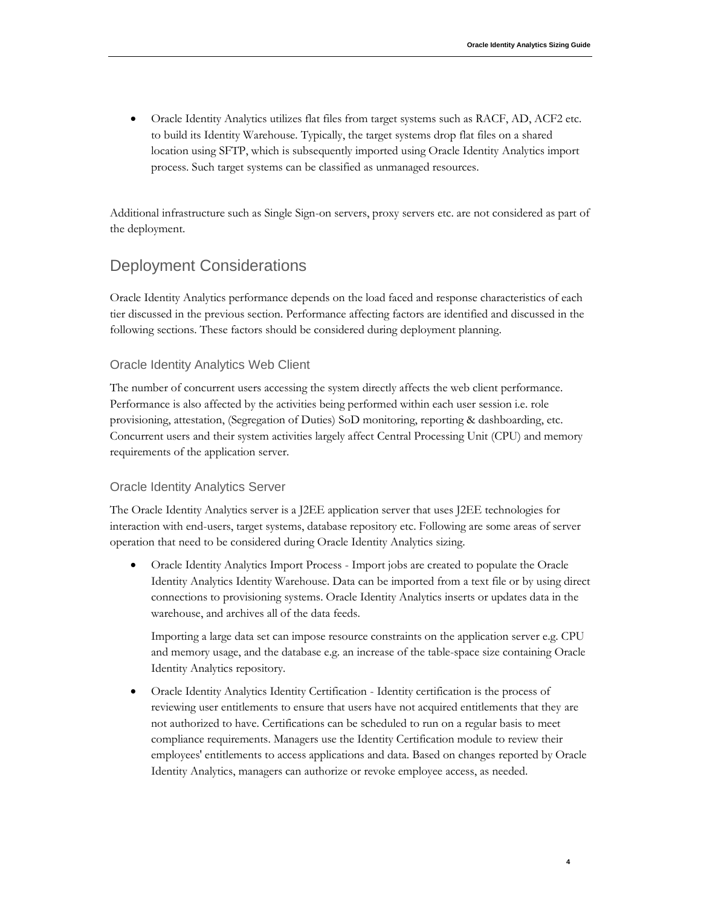- Oracle Identity Analytics utilizes flat files from target systems such as RACF, AD, ACF2 etc. to build its Identity Warehouse. Typically, the target systems drop flat files on a shared location using SFTP, which is subsequently imported using Oracle Identity Analytics import process. Such target systems can be classified as unmanaged resources.

Additional infrastructure such as Single Sign-on servers, proxy servers etc. are not considered as part of the deployment.

## Deployment Considerations

Oracle Identity Analytics performance depends on the load faced and response characteristics of each tier discussed in the previous section. Performance affecting factors are identified and discussed in the following sections. These factors should be considered during deployment planning.

### Oracle Identity Analytics Web Client

The number of concurrent users accessing the system directly affects the web client performance. Performance is also affected by the activities being performed within each user session i.e. role provisioning, attestation, (Segregation of Duties) SoD monitoring, reporting & dashboarding, etc. Concurrent users and their system activities largely affect Central Processing Unit (CPU) and memory requirements of the application server.

### Oracle Identity Analytics Server

The Oracle Identity Analytics server is a J2EE application server that uses J2EE technologies for interaction with end-users, target systems, database repository etc. Following are some areas of server operation that need to be considered during Oracle Identity Analytics sizing.

- Oracle Identity Analytics Import Process - Import jobs are created to populate the Oracle Identity Analytics Identity Warehouse. Data can be imported from a text file or by using direct connections to provisioning systems. Oracle Identity Analytics inserts or updates data in the warehouse, and archives all of the data feeds.

  Importing a large data set can impose resource constraints on the application server e.g. CPU and memory usage, and the database e.g. an increase of the table-space size containing Oracle Identity Analytics repository.

- Oracle Identity Analytics Identity Certification - Identity certification is the process of reviewing user entitlements to ensure that users have not acquired entitlements that they are not authorized to have. Certifications can be scheduled to run on a regular basis to meet compliance requirements. Managers use the Identity Certification module to review their employees' entitlements to access applications and data. Based on changes reported by Oracle Identity Analytics, managers can authorize or revoke employee access, as needed.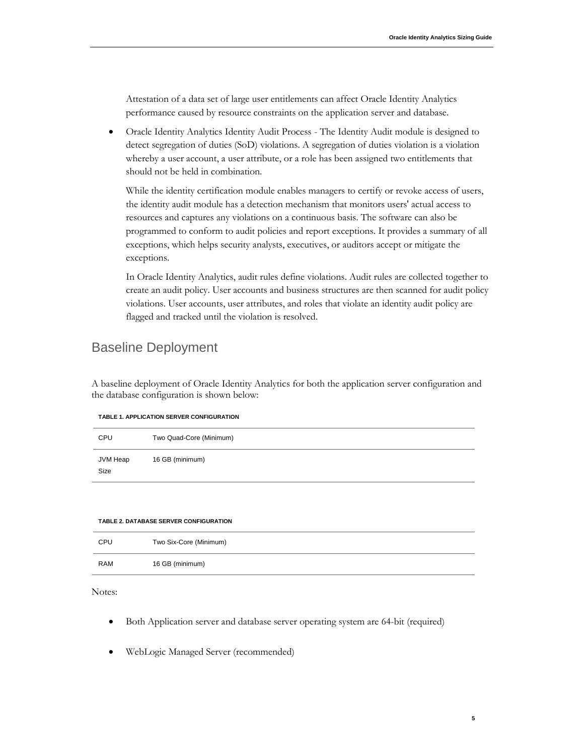Attestation of a data set of large user entitlements can affect Oracle Identity Analytics performance caused by resource constraints on the application server and database.

- Oracle Identity Analytics Identity Audit Process - The Identity Audit module is designed to detect segregation of duties (SoD) violations. A segregation of duties violation is a violation whereby a user account, a user attribute, or a role has been assigned two entitlements that should not be held in combination.

  While the identity certification module enables managers to certify or revoke access of users, the identity audit module has a detection mechanism that monitors users' actual access to resources and captures any violations on a continuous basis. The software can also be programmed to conform to audit policies and report exceptions. It provides a summary of all exceptions, which helps security analysts, executives, or auditors accept or mitigate the exceptions.

  In Oracle Identity Analytics, audit rules define violations. Audit rules are collected together to create an audit policy. User accounts and business structures are then scanned for audit policy violations. User accounts, user attributes, and roles that violate an identity audit policy are flagged and tracked until the violation is resolved.

## Baseline Deployment

A baseline deployment of Oracle Identity Analytics for both the application server configuration and the database configuration is shown below:

**TABLE 1. APPLICATION SERVER CONFIGURATION**

| | |
|---|---|
| CPU | Two Quad-Core (Minimum) |
| JVM Heap Size | 16 GB (minimum) |

**TABLE 2. DATABASE SERVER CONFIGURATION**

| | |
|---|---|
| CPU | Two Six-Core (Minimum) |
| RAM | 16 GB (minimum) |

Notes:

- Both Application server and database server operating system are 64-bit (required)
- WebLogic Managed Server (recommended)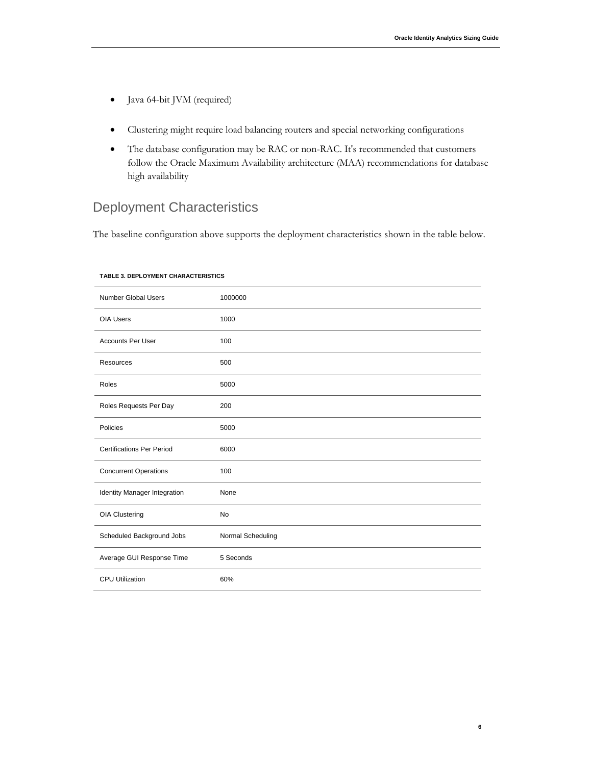- Java 64-bit JVM (required)
- Clustering might require load balancing routers and special networking configurations
- The database configuration may be RAC or non-RAC. It's recommended that customers follow the Oracle Maximum Availability architecture (MAA) recommendations for database high availability

## Deployment Characteristics

The baseline configuration above supports the deployment characteristics shown in the table below.

**TABLE 3. DEPLOYMENT CHARACTERISTICS**

| | |
|---|---|
| Number Global Users | 1000000 |
| OIA Users | 1000 |
| Accounts Per User | 100 |
| Resources | 500 |
| Roles | 5000 |
| Roles Requests Per Day | 200 |
| Policies | 5000 |
| Certifications Per Period | 6000 |
| Concurrent Operations | 100 |
| Identity Manager Integration | None |
| OIA Clustering | No |
| Scheduled Background Jobs | Normal Scheduling |
| Average GUI Response Time | 5 Seconds |
| CPU Utilization | 60% |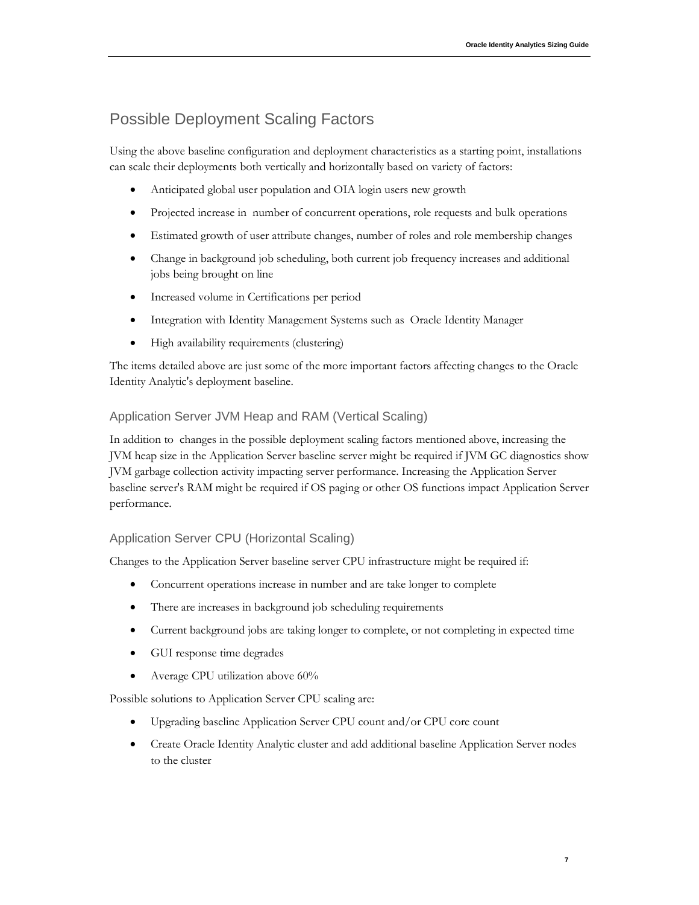## Possible Deployment Scaling Factors

Using the above baseline configuration and deployment characteristics as a starting point, installations can scale their deployments both vertically and horizontally based on variety of factors:

- Anticipated global user population and OIA login users new growth
- Projected increase in number of concurrent operations, role requests and bulk operations
- Estimated growth of user attribute changes, number of roles and role membership changes
- Change in background job scheduling, both current job frequency increases and additional jobs being brought on line
- Increased volume in Certifications per period
- Integration with Identity Management Systems such as Oracle Identity Manager
- High availability requirements (clustering)

The items detailed above are just some of the more important factors affecting changes to the Oracle Identity Analytic's deployment baseline.

### Application Server JVM Heap and RAM (Vertical Scaling)

In addition to changes in the possible deployment scaling factors mentioned above, increasing the JVM heap size in the Application Server baseline server might be required if JVM GC diagnostics show JVM garbage collection activity impacting server performance. Increasing the Application Server baseline server's RAM might be required if OS paging or other OS functions impact Application Server performance.

### Application Server CPU (Horizontal Scaling)

Changes to the Application Server baseline server CPU infrastructure might be required if:

- Concurrent operations increase in number and are take longer to complete
- There are increases in background job scheduling requirements
- Current background jobs are taking longer to complete, or not completing in expected time
- GUI response time degrades
- Average CPU utilization above 60%

Possible solutions to Application Server CPU scaling are:

- Upgrading baseline Application Server CPU count and/or CPU core count
- Create Oracle Identity Analytic cluster and add additional baseline Application Server nodes to the cluster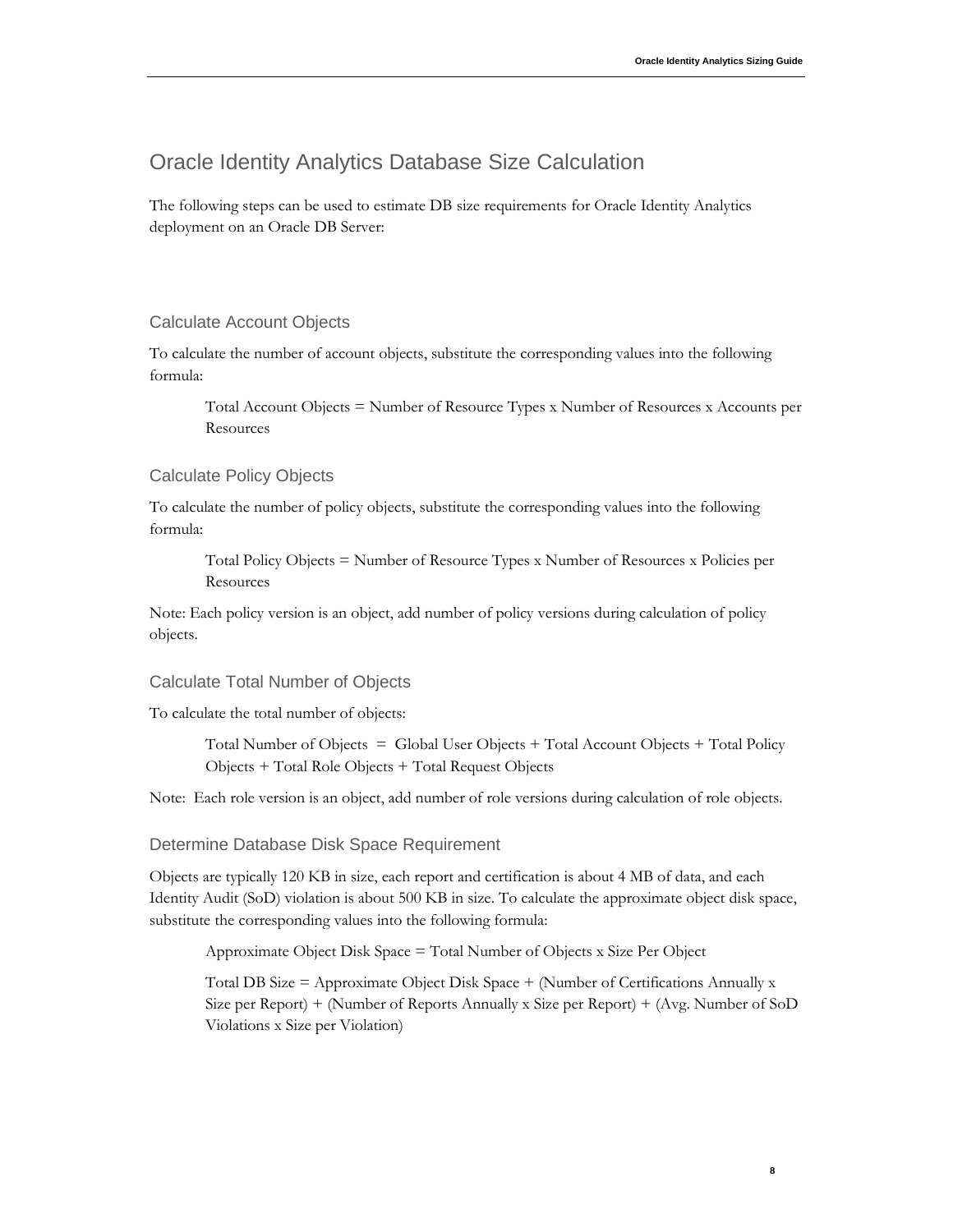# Oracle Identity Analytics Database Size Calculation

The following steps can be used to estimate DB size requirements for Oracle Identity Analytics deployment on an Oracle DB Server:

## Calculate Account Objects

To calculate the number of account objects, substitute the corresponding values into the following formula:

> Total Account Objects = Number of Resource Types x Number of Resources x Accounts per Resources

## Calculate Policy Objects

To calculate the number of policy objects, substitute the corresponding values into the following formula:

> Total Policy Objects = Number of Resource Types x Number of Resources x Policies per Resources

Note: Each policy version is an object, add number of policy versions during calculation of policy objects.

## Calculate Total Number of Objects

To calculate the total number of objects:

> Total Number of Objects = Global User Objects + Total Account Objects + Total Policy Objects + Total Role Objects + Total Request Objects

Note: Each role version is an object, add number of role versions during calculation of role objects.

## Determine Database Disk Space Requirement

Objects are typically 120 KB in size, each report and certification is about 4 MB of data, and each Identity Audit (SoD) violation is about 500 KB in size. To calculate the approximate object disk space, substitute the corresponding values into the following formula:

> Approximate Object Disk Space = Total Number of Objects x Size Per Object
>
> Total DB Size = Approximate Object Disk Space + (Number of Certifications Annually x Size per Report) + (Number of Reports Annually x Size per Report) + (Avg. Number of SoD Violations x Size per Violation)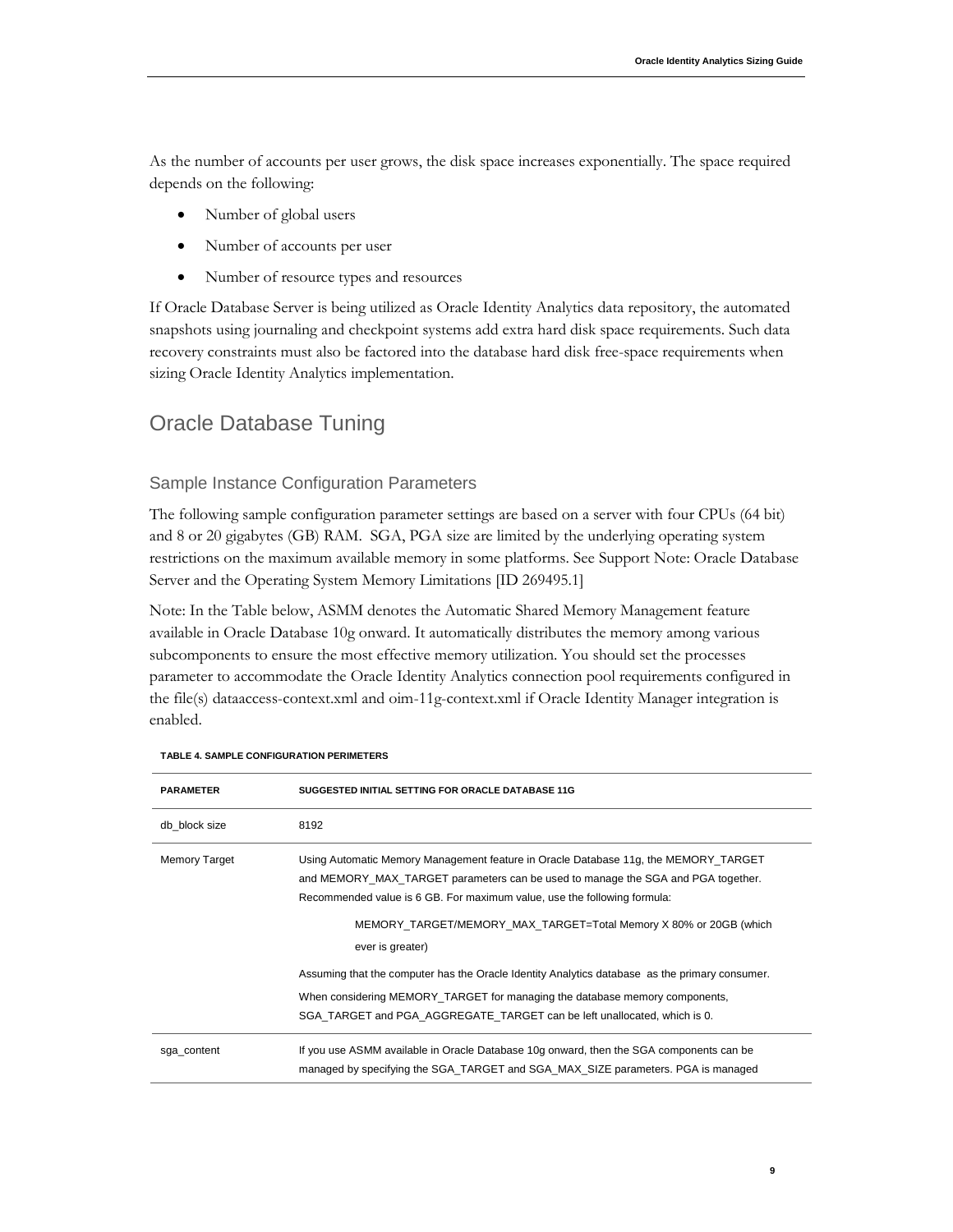As the number of accounts per user grows, the disk space increases exponentially. The space required depends on the following:

- Number of global users
- Number of accounts per user
- Number of resource types and resources

If Oracle Database Server is being utilized as Oracle Identity Analytics data repository, the automated snapshots using journaling and checkpoint systems add extra hard disk space requirements. Such data recovery constraints must also be factored into the database hard disk free-space requirements when sizing Oracle Identity Analytics implementation.

## Oracle Database Tuning

### Sample Instance Configuration Parameters

The following sample configuration parameter settings are based on a server with four CPUs (64 bit) and 8 or 20 gigabytes (GB) RAM. SGA, PGA size are limited by the underlying operating system restrictions on the maximum available memory in some platforms. See Support Note: Oracle Database Server and the Operating System Memory Limitations [ID 269495.1]

Note: In the Table below, ASMM denotes the Automatic Shared Memory Management feature available in Oracle Database 10g onward. It automatically distributes the memory among various subcomponents to ensure the most effective memory utilization. You should set the processes parameter to accommodate the Oracle Identity Analytics connection pool requirements configured in the file(s) dataaccess-context.xml and oim-11g-context.xml if Oracle Identity Manager integration is enabled.

**TABLE 4. SAMPLE CONFIGURATION PERIMETERS**

| PARAMETER | SUGGESTED INITIAL SETTING FOR ORACLE DATABASE 11G |
|---|---|
| db_block size | 8192 |
| Memory Target | Using Automatic Memory Management feature in Oracle Database 11g, the MEMORY_TARGET and MEMORY_MAX_TARGET parameters can be used to manage the SGA and PGA together. Recommended value is 6 GB. For maximum value, use the following formula: <br><br> MEMORY_TARGET/MEMORY_MAX_TARGET=Total Memory X 80% or 20GB (which ever is greater) <br><br> Assuming that the computer has the Oracle Identity Analytics database as the primary consumer. <br><br> When considering MEMORY_TARGET for managing the database memory components, SGA_TARGET and PGA_AGGREGATE_TARGET can be left unallocated, which is 0. |
| sga_content | If you use ASMM available in Oracle Database 10g onward, then the SGA components can be managed by specifying the SGA_TARGET and SGA_MAX_SIZE parameters. PGA is managed |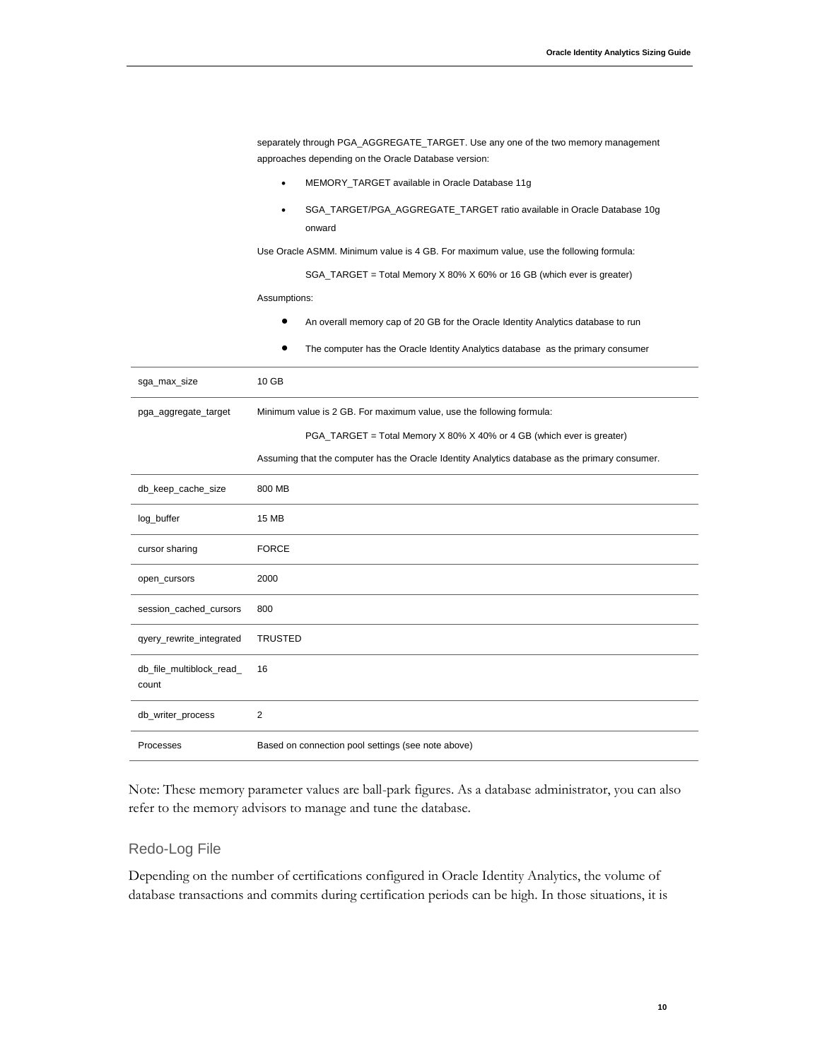| | |
|---|---|
| | separately through PGA_AGGREGATE_TARGET. Use any one of the two memory management approaches depending on the Oracle Database version:<br><br>• MEMORY_TARGET available in Oracle Database 11g<br>• SGA_TARGET/PGA_AGGREGATE_TARGET ratio available in Oracle Database 10g onward<br><br>Use Oracle ASMM. Minimum value is 4 GB. For maximum value, use the following formula:<br><br>SGA_TARGET = Total Memory X 80% X 60% or 16 GB (which ever is greater)<br><br>Assumptions:<br><br>• An overall memory cap of 20 GB for the Oracle Identity Analytics database to run<br>• The computer has the Oracle Identity Analytics database as the primary consumer |
| sga_max_size | 10 GB |
| pga_aggregate_target | Minimum value is 2 GB. For maximum value, use the following formula:<br><br>PGA_TARGET = Total Memory X 80% X 40% or 4 GB (which ever is greater)<br><br>Assuming that the computer has the Oracle Identity Analytics database as the primary consumer. |
| db_keep_cache_size | 800 MB |
| log_buffer | 15 MB |
| cursor sharing | FORCE |
| open_cursors | 2000 |
| session_cached_cursors | 800 |
| qyery_rewrite_integrated | TRUSTED |
| db_file_multiblock_read_count | 16 |
| db_writer_process | 2 |
| Processes | Based on connection pool settings (see note above) |

Note: These memory parameter values are ball-park figures. As a database administrator, you can also refer to the memory advisors to manage and tune the database.

## Redo-Log File

Depending on the number of certifications configured in Oracle Identity Analytics, the volume of database transactions and commits during certification periods can be high. In those situations, it is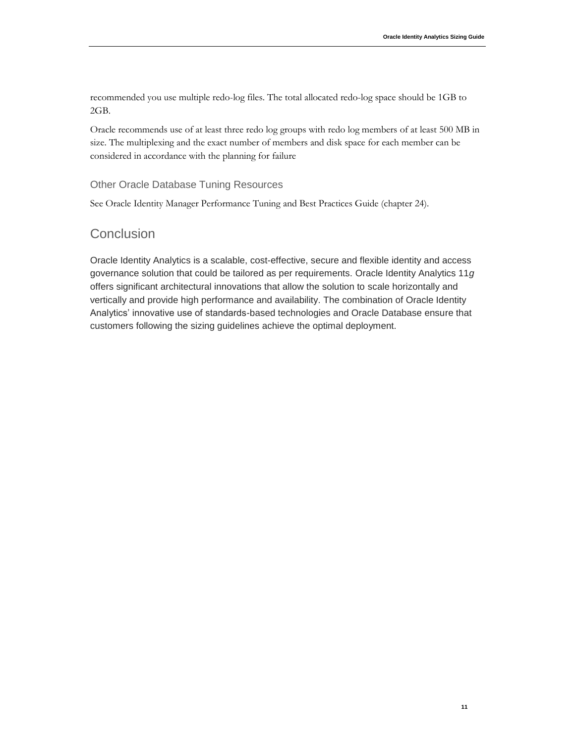recommended you use multiple redo-log files. The total allocated redo-log space should be 1GB to 2GB.

Oracle recommends use of at least three redo log groups with redo log members of at least 500 MB in size. The multiplexing and the exact number of members and disk space for each member can be considered in accordance with the planning for failure

### Other Oracle Database Tuning Resources

See Oracle Identity Manager Performance Tuning and Best Practices Guide (chapter 24).

## Conclusion

Oracle Identity Analytics is a scalable, cost-effective, secure and flexible identity and access governance solution that could be tailored as per requirements. Oracle Identity Analytics 11*g* offers significant architectural innovations that allow the solution to scale horizontally and vertically and provide high performance and availability. The combination of Oracle Identity Analytics' innovative use of standards-based technologies and Oracle Database ensure that customers following the sizing guidelines achieve the optimal deployment.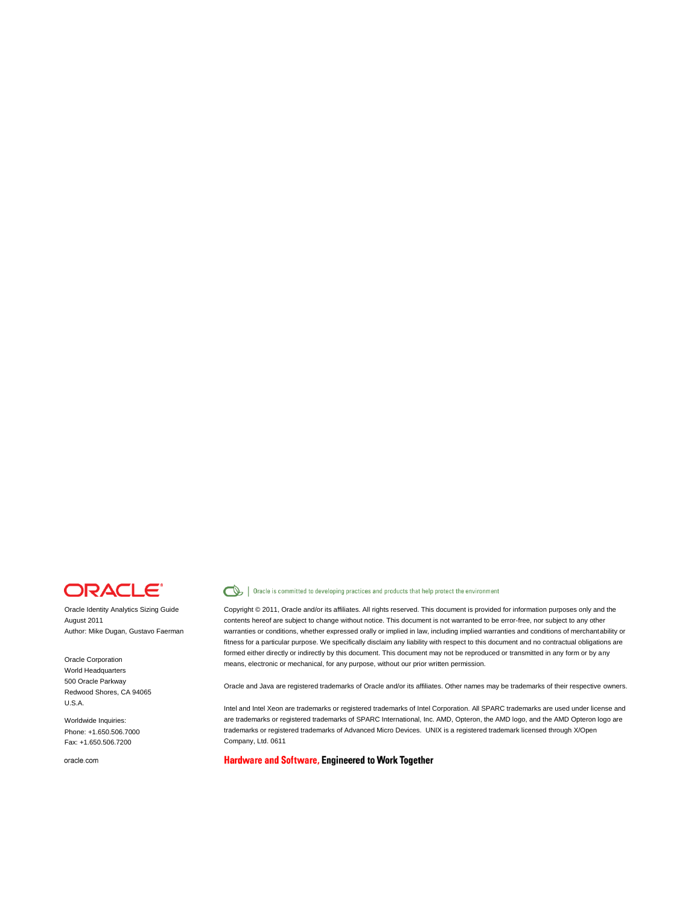ORACLE

Oracle Identity Analytics Sizing Guide
August 2011
Author: Mike Dugan, Gustavo Faerman

Oracle Corporation
World Headquarters
500 Oracle Parkway
Redwood Shores, CA 94065
U.S.A.

Worldwide Inquiries:
Phone: +1.650.506.7000
Fax: +1.650.506.7200

oracle.com

Oracle is committed to developing practices and products that help protect the environment

Copyright © 2011, Oracle and/or its affiliates. All rights reserved. This document is provided for information purposes only and the contents hereof are subject to change without notice. This document is not warranted to be error-free, nor subject to any other warranties or conditions, whether expressed orally or implied in law, including implied warranties and conditions of merchantability or fitness for a particular purpose. We specifically disclaim any liability with respect to this document and no contractual obligations are formed either directly or indirectly by this document. This document may not be reproduced or transmitted in any form or by any means, electronic or mechanical, for any purpose, without our prior written permission.

Oracle and Java are registered trademarks of Oracle and/or its affiliates. Other names may be trademarks of their respective owners.

Intel and Intel Xeon are trademarks or registered trademarks of Intel Corporation. All SPARC trademarks are used under license and are trademarks or registered trademarks of SPARC International, Inc. AMD, Opteron, the AMD logo, and the AMD Opteron logo are trademarks or registered trademarks of Advanced Micro Devices. UNIX is a registered trademark licensed through X/Open Company, Ltd. 0611

**Hardware and Software, Engineered to Work Together**